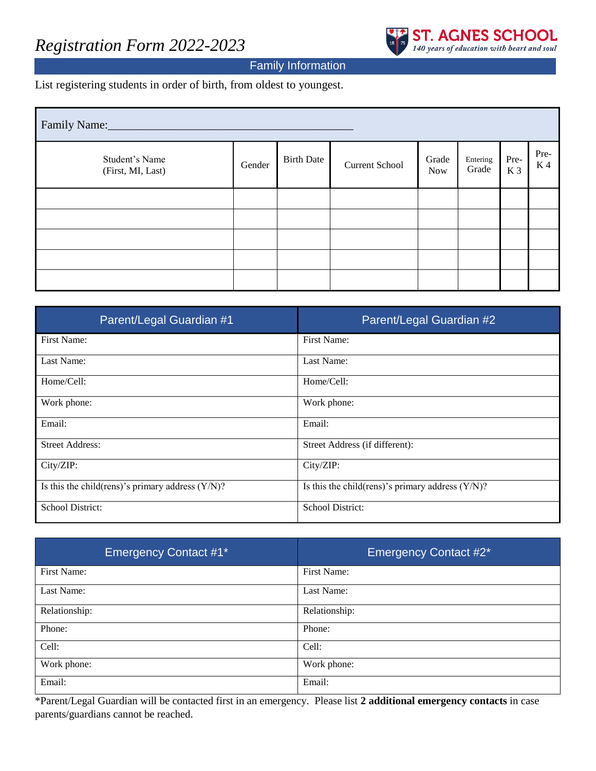# *Registration Form 2022-2023*

**ST. AGNES SCHOOL**
*140 years of education with heart and soul*

## Family Information

List registering students in order of birth, from oldest to youngest.

Family Name:_________________________________________

| Student's Name (First, MI, Last) | Gender | Birth Date | Current School | Grade Now | Entering Grade | Pre-K 3 | Pre-K 4 |
|---|---|---|---|---|---|---|---|
| | | | | | | | |
| | | | | | | | |
| | | | | | | | |
| | | | | | | | |
| | | | | | | | |

| Parent/Legal Guardian #1 | Parent/Legal Guardian #2 |
|---|---|
| First Name: | First Name: |
| Last Name: | Last Name: |
| Home/Cell: | Home/Cell: |
| Work phone: | Work phone: |
| Email: | Email: |
| Street Address: | Street Address (if different): |
| City/ZIP: | City/ZIP: |
| Is this the child(rens)'s primary address (Y/N)? | Is this the child(rens)'s primary address (Y/N)? |
| School District: | School District: |

| Emergency Contact #1* | Emergency Contact #2* |
|---|---|
| First Name: | First Name: |
| Last Name: | Last Name: |
| Relationship: | Relationship: |
| Phone: | Phone: |
| Cell: | Cell: |
| Work phone: | Work phone: |
| Email: | Email: |

*Parent/Legal Guardian will be contacted first in an emergency. Please list **2 additional emergency contacts** in case parents/guardians cannot be reached.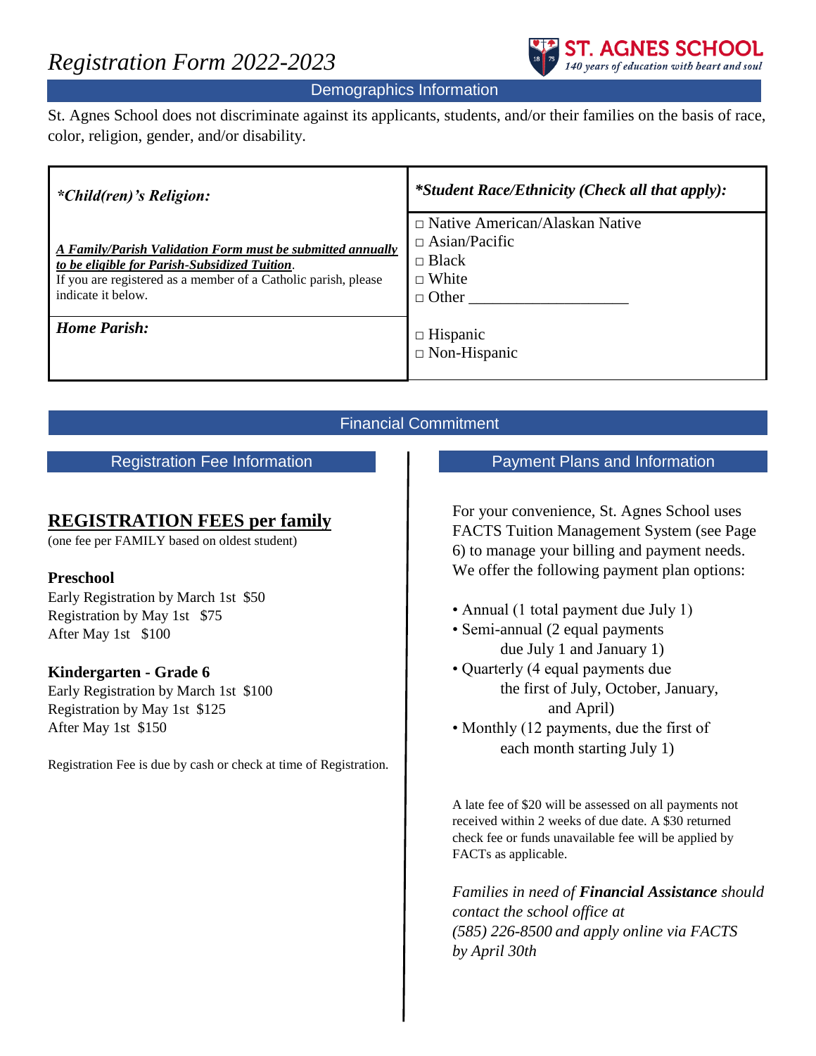# *Registration Form 2022-2023*

ST. AGNES SCHOOL
*140 years of education with heart and soul*

## Demographics Information

St. Agnes School does not discriminate against its applicants, students, and/or their families on the basis of race, color, religion, gender, and/or disability.

| ***Child(ren)'s Religion:*** | ***Student Race/Ethnicity (Check all that apply):*** |
|---|---|
| ***A Family/Parish Validation Form must be submitted annually to be eligible for Parish-Subsidized Tuition***. If you are registered as a member of a Catholic parish, please indicate it below. | □ Native American/Alaskan Native<br>□ Asian/Pacific<br>□ Black<br>□ White<br>□ Other ____________________ |
| ***Home Parish:*** | □ Hispanic<br>□ Non-Hispanic |

## Financial Commitment

### Registration Fee Information

**REGISTRATION FEES per family**
(one fee per FAMILY based on oldest student)

**Preschool**
Early Registration by March 1st $50
Registration by May 1st $75
After May 1st $100

**Kindergarten - Grade 6**
Early Registration by March 1st $100
Registration by May 1st $125
After May 1st $150

Registration Fee is due by cash or check at time of Registration.

### Payment Plans and Information

For your convenience, St. Agnes School uses FACTS Tuition Management System (see Page 6) to manage your billing and payment needs. We offer the following payment plan options:

- Annual (1 total payment due July 1)
- Semi-annual (2 equal payments due July 1 and January 1)
- Quarterly (4 equal payments due the first of July, October, January, and April)
- Monthly (12 payments, due the first of each month starting July 1)

A late fee of $20 will be assessed on all payments not received within 2 weeks of due date. A $30 returned check fee or funds unavailable fee will be applied by FACTs as applicable.

*Families in need of **Financial Assistance** should contact the school office at (585) 226-8500 and apply online via FACTS by April 30th*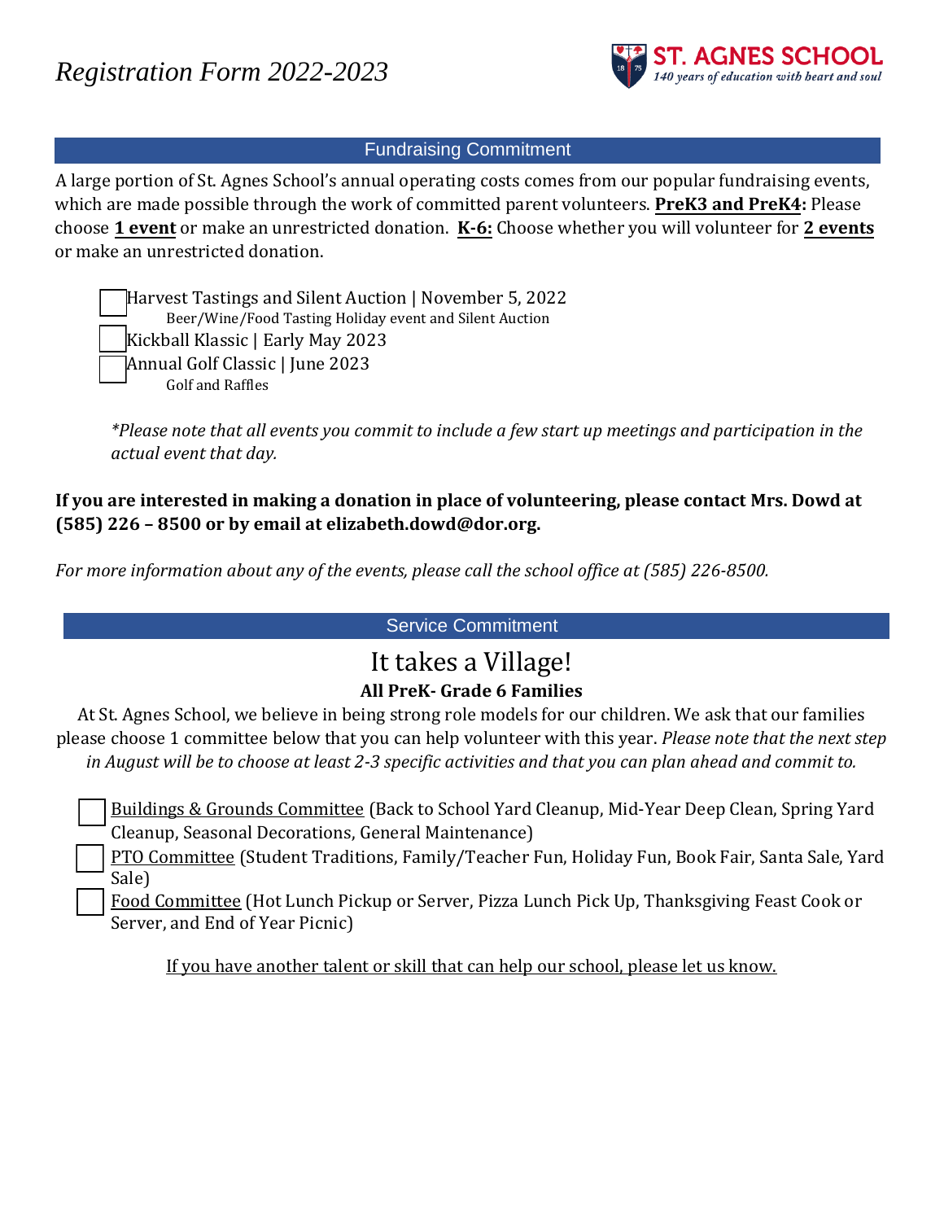# *Registration Form 2022-2023*

ST. AGNES SCHOOL
*140 years of education with heart and soul*

## Fundraising Commitment

A large portion of St. Agnes School's annual operating costs comes from our popular fundraising events, which are made possible through the work of committed parent volunteers. **PreK3 and PreK4:** Please choose **1 event** or make an unrestricted donation. **K-6:** Choose whether you will volunteer for **2 events** or make an unrestricted donation.

- [ ] Harvest Tastings and Silent Auction | November 5, 2022
  Beer/Wine/Food Tasting Holiday event and Silent Auction
- [ ] Kickball Klassic | Early May 2023
- [ ] Annual Golf Classic | June 2023
  Golf and Raffles

*\*Please note that all events you commit to include a few start up meetings and participation in the actual event that day.*

**If you are interested in making a donation in place of volunteering, please contact Mrs. Dowd at (585) 226 – 8500 or by email at elizabeth.dowd@dor.org.**

*For more information about any of the events, please call the school office at (585) 226-8500.*

## Service Commitment

### It takes a Village!

**All PreK- Grade 6 Families**

At St. Agnes School, we believe in being strong role models for our children. We ask that our families please choose 1 committee below that you can help volunteer with this year. *Please note that the next step in August will be to choose at least 2-3 specific activities and that you can plan ahead and commit to.*

- [ ] Buildings & Grounds Committee (Back to School Yard Cleanup, Mid-Year Deep Clean, Spring Yard Cleanup, Seasonal Decorations, General Maintenance)
- [ ] PTO Committee (Student Traditions, Family/Teacher Fun, Holiday Fun, Book Fair, Santa Sale, Yard Sale)
- [ ] Food Committee (Hot Lunch Pickup or Server, Pizza Lunch Pick Up, Thanksgiving Feast Cook or Server, and End of Year Picnic)

If you have another talent or skill that can help our school, please let us know.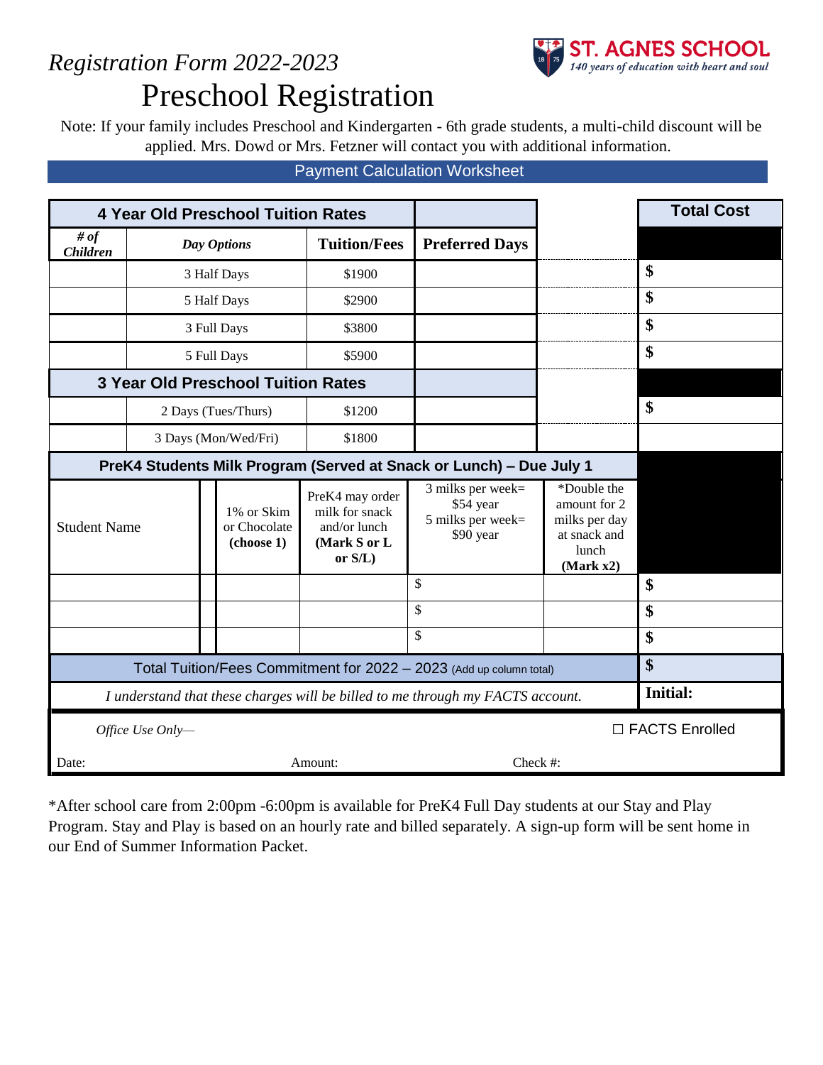*Registration Form 2022-2023*

ST. AGNES SCHOOL
*140 years of education with heart and soul*

# Preschool Registration

Note: If your family includes Preschool and Kindergarten - 6th grade students, a multi-child discount will be applied. Mrs. Dowd or Mrs. Fetzner will contact you with additional information.

## Payment Calculation Worksheet

| 4 Year Old Preschool Tuition Rates | | | | | Total Cost |
|---|---|---|---|---|---|
| *# of Children* | *Day Options* | **Tuition/Fees** | **Preferred Days** | | |
| | 3 Half Days | $1900 | | | **$** |
| | 5 Half Days | $2900 | | | **$** |
| | 3 Full Days | $3800 | | | **$** |
| | 5 Full Days | $5900 | | | **$** |
| **3 Year Old Preschool Tuition Rates** | | | | | |
| | 2 Days (Tues/Thurs) | $1200 | | | **$** |
| | 3 Days (Mon/Wed/Fri) | $1800 | | | |

| PreK4 Students Milk Program (Served at Snack or Lunch) – Due July 1 | | | | | | |
|---|---|---|---|---|---|---|
| Student Name | | 1% or Skim or Chocolate **(choose 1)** | PreK4 may order milk for snack and/or lunch **(Mark S or L or S/L)** | 3 milks per week= $54 year 5 milks per week= $90 year | *Double the amount for 2 milks per day at snack and lunch **(Mark x2)** | |
| | | | | $ | | **$** |
| | | | | $ | | **$** |
| | | | | $ | | **$** |
| Total Tuition/Fees Commitment for 2022 – 2023 (Add up column total) | | | | | | **$** |
| *I understand that these charges will be billed to me through my FACTS account.* | | | | | | **Initial:** |

*Office Use Only—* ☐ FACTS Enrolled

Date: Amount: Check #:

*After school care from 2:00pm -6:00pm is available for PreK4 Full Day students at our Stay and Play Program. Stay and Play is based on an hourly rate and billed separately. A sign-up form will be sent home in our End of Summer Information Packet.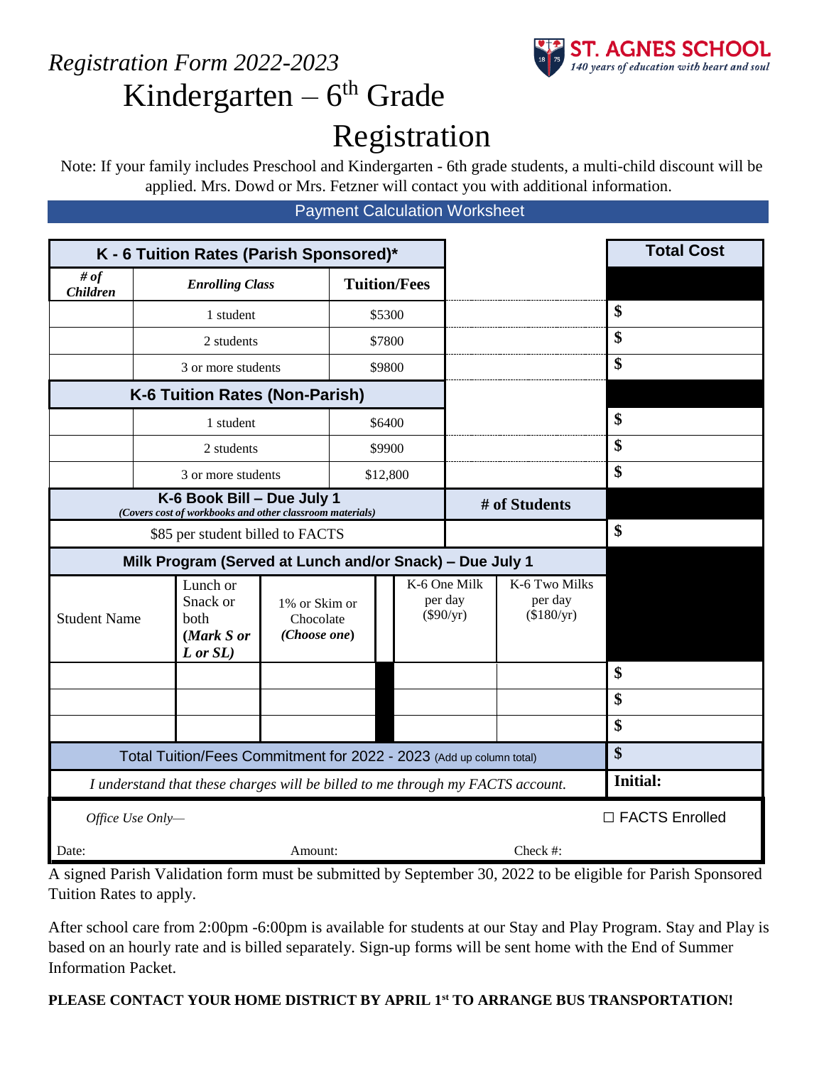ST. AGNES SCHOOL
*140 years of education with heart and soul*

*Registration Form 2022-2023*

# Kindergarten – 6th Grade Registration

Note: If your family includes Preschool and Kindergarten - 6th grade students, a multi-child discount will be applied. Mrs. Dowd or Mrs. Fetzner will contact you with additional information.

## Payment Calculation Worksheet

| K - 6 Tuition Rates (Parish Sponsored)* | | | | Total Cost |
|---|---|---|---|---|
| ***# of Children*** | ***Enrolling Class*** | **Tuition/Fees** | | |
| | 1 student | $5300 | | $ |
| | 2 students | $7800 | | $ |
| | 3 or more students | $9800 | | $ |
| **K-6 Tuition Rates (Non-Parish)** | | | | |
| | 1 student | $6400 | | $ |
| | 2 students | $9900 | | $ |
| | 3 or more students | $12,800 | | $ |
| **K-6 Book Bill – Due July 1** *(Covers cost of workbooks and other classroom materials)* | | | **# of Students** | |
| $85 per student billed to FACTS | | | | $ |

| Milk Program (Served at Lunch and/or Snack) – Due July 1 | | | | | |
|---|---|---|---|---|---|
| Student Name | Lunch or Snack or both ***(Mark S or L or SL)*** | 1% or Skim or Chocolate ***(Choose one)*** | K-6 One Milk per day ($90/yr) | K-6 Two Milks per day ($180/yr) | |
| | | | | | $ |
| | | | | | $ |
| | | | | | $ |
| Total Tuition/Fees Commitment for 2022 - 2023 (Add up column total) | | | | | $ |
| *I understand that these charges will be billed to me through my FACTS account.* | | | | | **Initial:** |

*Office Use Only—* ☐ FACTS Enrolled

Date: Amount: Check #:

A signed Parish Validation form must be submitted by September 30, 2022 to be eligible for Parish Sponsored Tuition Rates to apply.

After school care from 2:00pm -6:00pm is available for students at our Stay and Play Program. Stay and Play is based on an hourly rate and is billed separately. Sign-up forms will be sent home with the End of Summer Information Packet.

**PLEASE CONTACT YOUR HOME DISTRICT BY APRIL 1st TO ARRANGE BUS TRANSPORTATION!**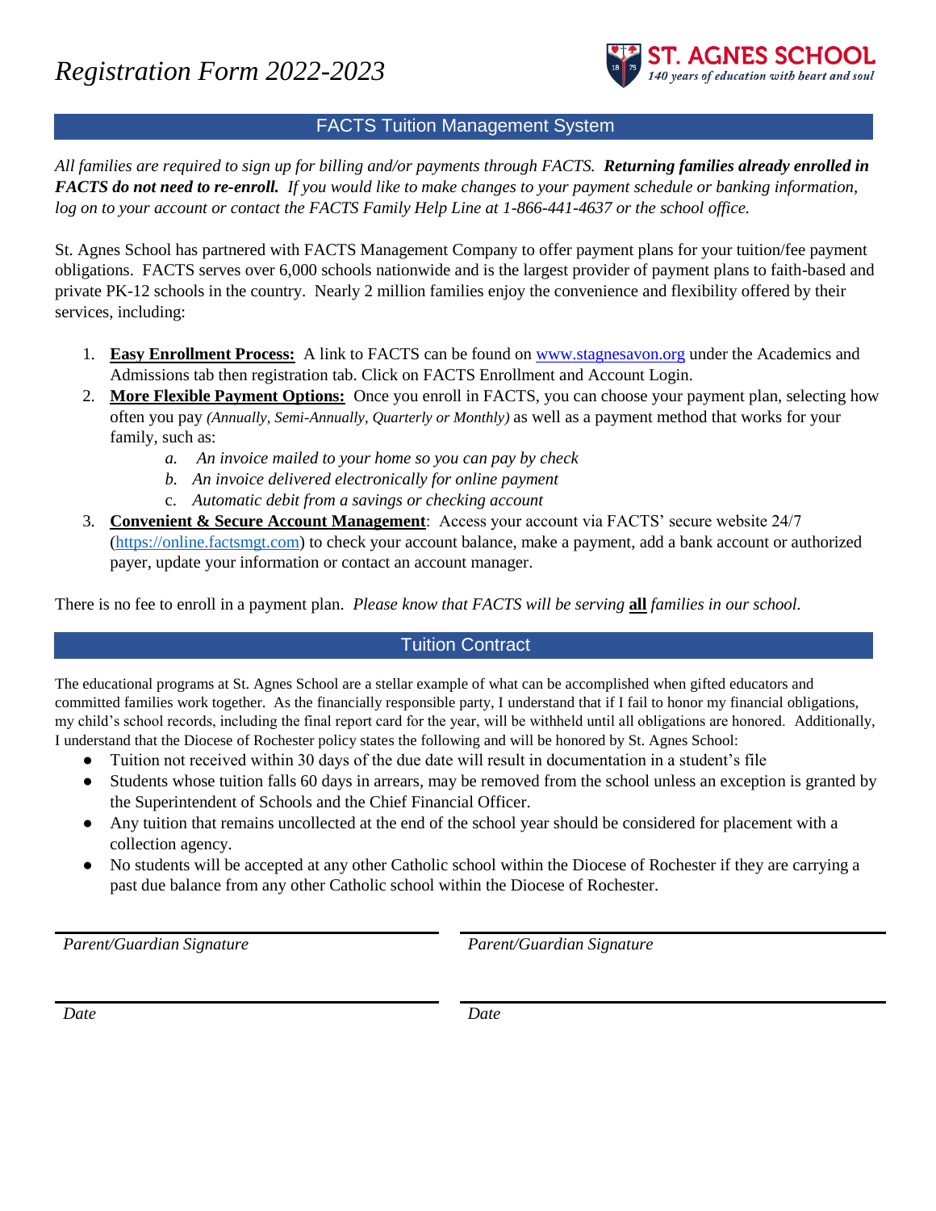# *Registration Form 2022-2023*

ST. AGNES SCHOOL
*140 years of education with heart and soul*

## FACTS Tuition Management System

*All families are required to sign up for billing and/or payments through FACTS.* ***Returning families already enrolled in FACTS do not need to re-enroll.*** *If you would like to make changes to your payment schedule or banking information, log on to your account or contact the FACTS Family Help Line at 1-866-441-4637 or the school office.*

St. Agnes School has partnered with FACTS Management Company to offer payment plans for your tuition/fee payment obligations. FACTS serves over 6,000 schools nationwide and is the largest provider of payment plans to faith-based and private PK-12 schools in the country. Nearly 2 million families enjoy the convenience and flexibility offered by their services, including:

1. **Easy Enrollment Process:** A link to FACTS can be found on www.stagnesavon.org under the Academics and Admissions tab then registration tab. Click on FACTS Enrollment and Account Login.
2. **More Flexible Payment Options:** Once you enroll in FACTS, you can choose your payment plan, selecting how often you pay *(Annually, Semi-Annually, Quarterly or Monthly)* as well as a payment method that works for your family, such as:
   a. *An invoice mailed to your home so you can pay by check*
   b. *An invoice delivered electronically for online payment*
   c. *Automatic debit from a savings or checking account*
3. **Convenient & Secure Account Management**: Access your account via FACTS' secure website 24/7 (https://online.factsmgt.com) to check your account balance, make a payment, add a bank account or authorized payer, update your information or contact an account manager.

There is no fee to enroll in a payment plan. *Please know that FACTS will be serving* ***all*** *families in our school.*

## Tuition Contract

The educational programs at St. Agnes School are a stellar example of what can be accomplished when gifted educators and committed families work together. As the financially responsible party, I understand that if I fail to honor my financial obligations, my child's school records, including the final report card for the year, will be withheld until all obligations are honored. Additionally, I understand that the Diocese of Rochester policy states the following and will be honored by St. Agnes School:

- Tuition not received within 30 days of the due date will result in documentation in a student's file
- Students whose tuition falls 60 days in arrears, may be removed from the school unless an exception is granted by the Superintendent of Schools and the Chief Financial Officer.
- Any tuition that remains uncollected at the end of the school year should be considered for placement with a collection agency.
- No students will be accepted at any other Catholic school within the Diocese of Rochester if they are carrying a past due balance from any other Catholic school within the Diocese of Rochester.

| | |
|---|---|
| *Parent/Guardian Signature* | *Parent/Guardian Signature* |
| *Date* | *Date* |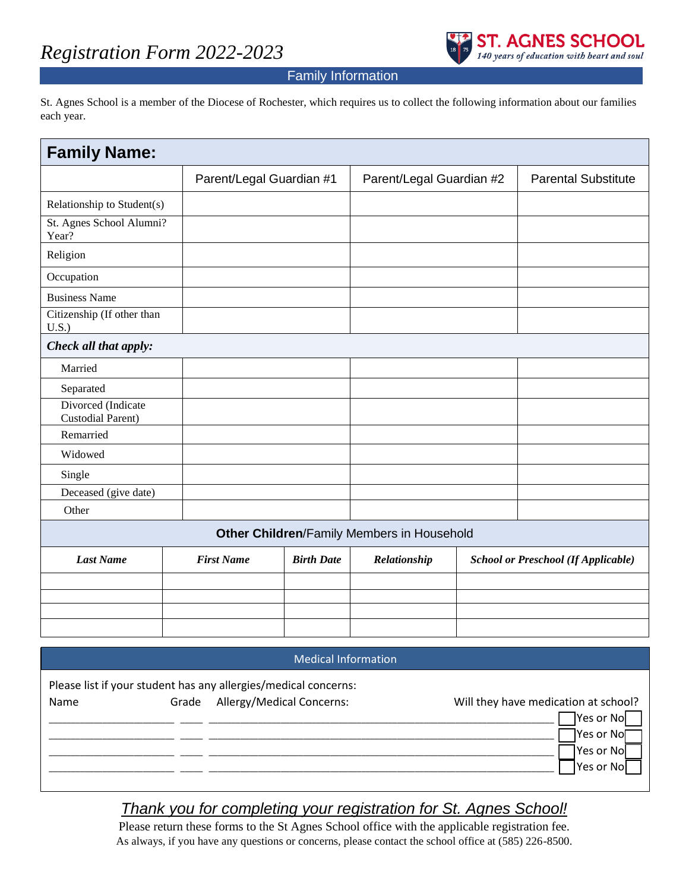# Registration Form 2022-2023

**ST. AGNES SCHOOL**
*140 years of education with heart and soul*

## Family Information

St. Agnes School is a member of the Diocese of Rochester, which requires us to collect the following information about our families each year.

| **Family Name:** | | | |
|---|---|---|---|
| | Parent/Legal Guardian #1 | Parent/Legal Guardian #2 | Parental Substitute |
| Relationship to Student(s) | | | |
| St. Agnes School Alumni? Year? | | | |
| Religion | | | |
| Occupation | | | |
| Business Name | | | |
| Citizenship (If other than U.S.) | | | |
| ***Check all that apply:*** | | | |
| Married | | | |
| Separated | | | |
| Divorced (Indicate Custodial Parent) | | | |
| Remarried | | | |
| Widowed | | | |
| Single | | | |
| Deceased (give date) | | | |
| Other | | | |

**Other Children**/Family Members in Household

| ***Last Name*** | ***First Name*** | ***Birth Date*** | ***Relationship*** | ***School or Preschool (If Applicable)*** |
|---|---|---|---|---|
| | | | | |
| | | | | |
| | | | | |
| | | | | |

## Medical Information

Please list if your student has any allergies/medical concerns:

| Name | Grade | Allergy/Medical Concerns: | Will they have medication at school? |
|---|---|---|---|
| ____________________ | ____ | ____________________________________________________ | ☐ Yes or No ☐ |
| ____________________ | ____ | ____________________________________________________ | ☐ Yes or No ☐ |
| ____________________ | ____ | ____________________________________________________ | ☐ Yes or No ☐ |
| ____________________ | ____ | ____________________________________________________ | ☐ Yes or No ☐ |

*Thank you for completing your registration for St. Agnes School!*

Please return these forms to the St Agnes School office with the applicable registration fee.
As always, if you have any questions or concerns, please contact the school office at (585) 226-8500.